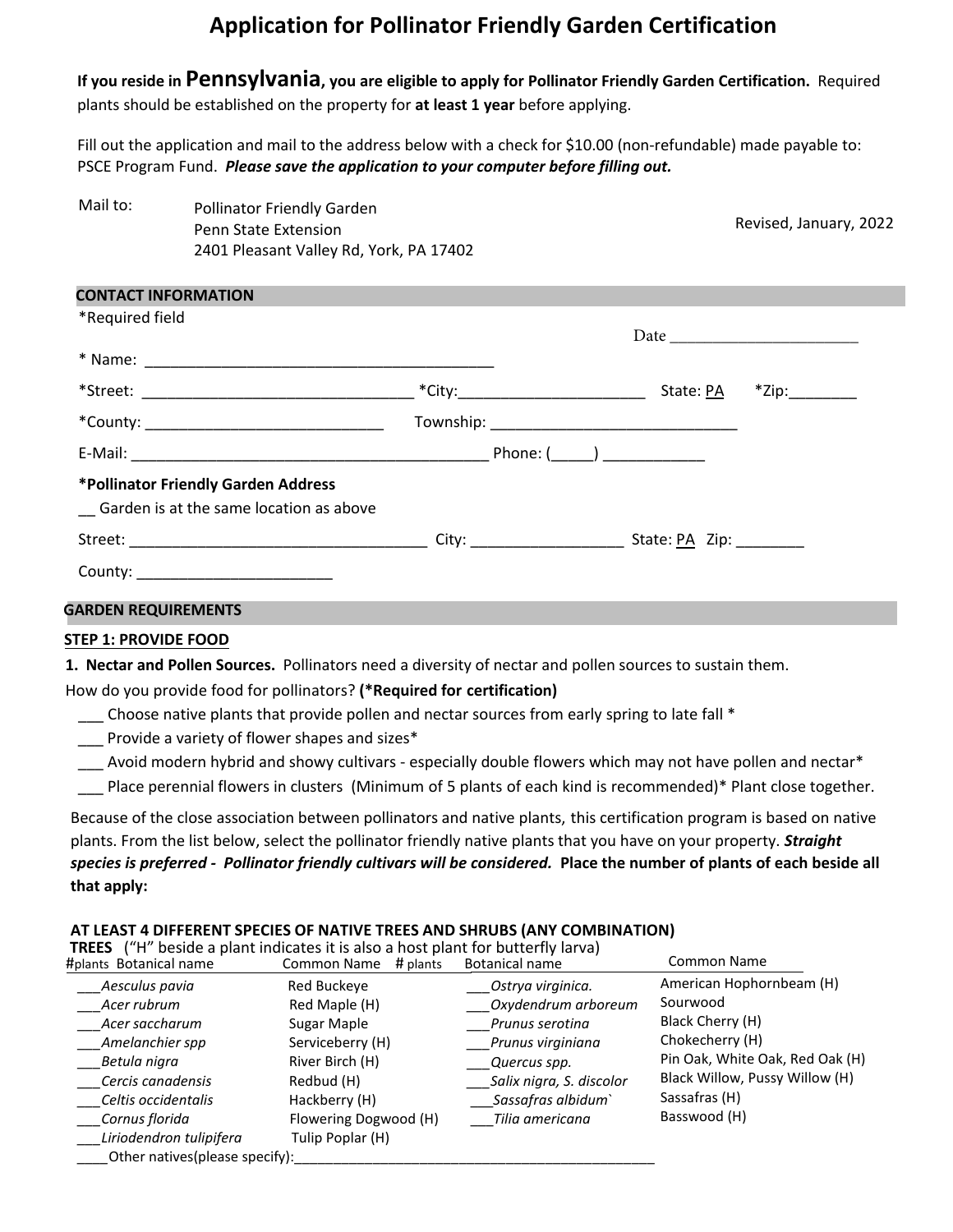# Application for Pollinator Friendly Garden Certification

**If you reside in Pennsylvania, you are eligible to apply for Pollinator Friendly Garden Certification.** Required plants should be established on the property for **at least 1 year** before applying.

Fill out the application and mail to the address below with a check for $10.00 (non-refundable) made payable to: PSCE Program Fund. ***Please save the application to your computer before filling out.***

Mail to: Pollinator Friendly Garden
Penn State Extension
2401 Pleasant Valley Rd, York, PA 17402

Revised, January, 2022

## CONTACT INFORMATION

*Required field

Date ______________________

* Name: ________________________________________

*Street: ______________________________ *City:_____________________ State: PA *Zip:________

*County: ___________________________ Township: ____________________________

E-Mail: ________________________________________ Phone: (_____) ___________

**\*Pollinator Friendly Garden Address**

__ Garden is at the same location as above

Street: _________________________________ City: _________________ State: PA Zip: ________

County: _______________________

## GARDEN REQUIREMENTS

**STEP 1: PROVIDE FOOD**

**1. Nectar and Pollen Sources.** Pollinators need a diversity of nectar and pollen sources to sustain them.

How do you provide food for pollinators? **(\*Required for certification)**

- ___ Choose native plants that provide pollen and nectar sources from early spring to late fall *
- ___ Provide a variety of flower shapes and sizes*
- ___ Avoid modern hybrid and showy cultivars - especially double flowers which may not have pollen and nectar*
- ___ Place perennial flowers in clusters (Minimum of 5 plants of each kind is recommended)* Plant close together.

Because of the close association between pollinators and native plants, this certification program is based on native plants. From the list below, select the pollinator friendly native plants that you have on your property. ***Straight species is preferred - Pollinator friendly cultivars will be considered.*** **Place the number of plants of each beside all that apply:**

**AT LEAST 4 DIFFERENT SPECIES OF NATIVE TREES AND SHRUBS (ANY COMBINATION)**

**TREES** ("H" beside a plant indicates it is also a host plant for butterfly larva)

| #plants | Botanical name | Common Name | # plants | Botanical name | Common Name |
|---|---|---|---|---|---|
| ___ | *Aesculus pavia* | Red Buckeye | ___ | *Ostrya virginica.* | American Hophornbeam (H) |
| ___ | *Acer rubrum* | Red Maple (H) | ___ | *Oxydendrum arboreum* | Sourwood |
| ___ | *Acer saccharum* | Sugar Maple | ___ | *Prunus serotina* | Black Cherry (H) |
| ___ | *Amelanchier spp* | Serviceberry (H) | ___ | *Prunus virginiana* | Chokecherry (H) |
| ___ | *Betula nigra* | River Birch (H) | ___ | *Quercus spp.* | Pin Oak, White Oak, Red Oak (H) |
| ___ | *Cercis canadensis* | Redbud (H) | ___ | *Salix nigra, S. discolor* | Black Willow, Pussy Willow (H) |
| ___ | *Celtis occidentalis* | Hackberry (H) | ___ | *Sassafras albidum`* | Sassafras (H) |
| ___ | *Cornus florida* | Flowering Dogwood (H) | ___ | *Tilia americana* | Basswood (H) |
| ___ | *Liriodendron tulipifera* | Tulip Poplar (H) | | | |

____Other natives(please specify):_____________________________________________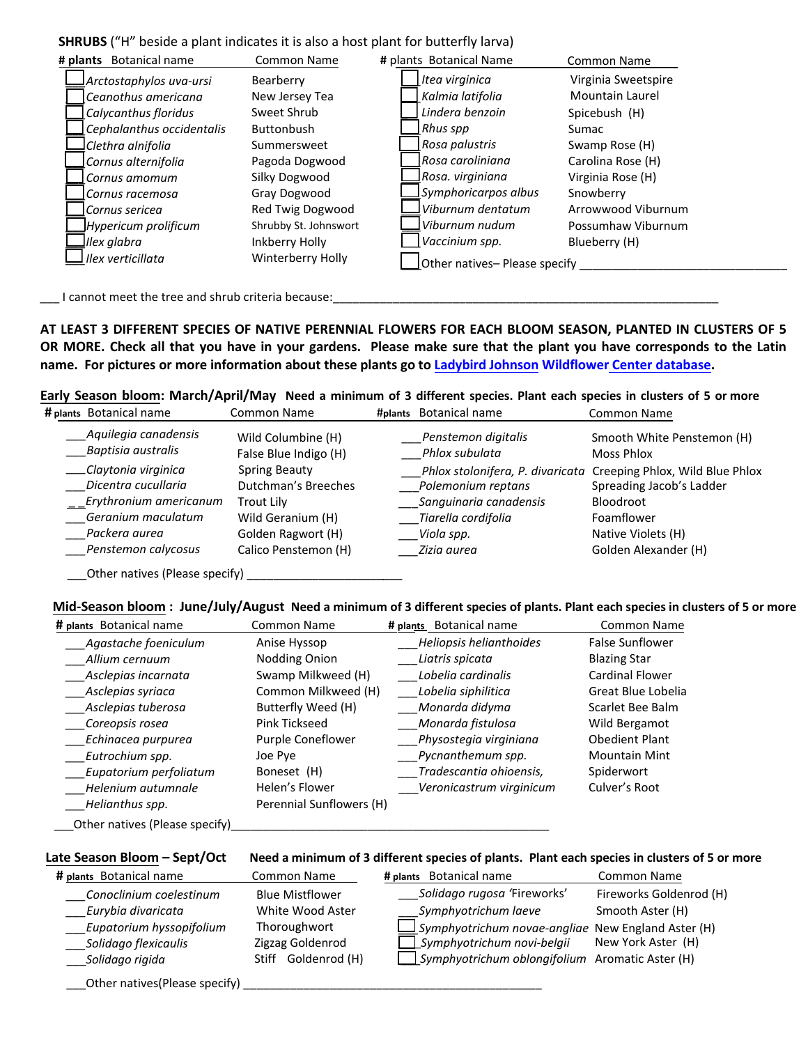**SHRUBS** ("H" beside a plant indicates it is also a host plant for butterfly larva)

| # plants | Botanical name | Common Name | # plants | Botanical Name | Common Name |
|---|---|---|---|---|---|
| ☐ | *Arctostaphylos uva-ursi* | Bearberry | ☐ | *Itea virginica* | Virginia Sweetspire |
| ☐ | *Ceanothus americana* | New Jersey Tea | ☐ | *Kalmia latifolia* | Mountain Laurel |
| ☐ | *Calycanthus floridus* | Sweet Shrub | ☐ | *Lindera benzoin* | Spicebush (H) |
| ☐ | *Cephalanthus occidentalis* | Buttonbush | ☐ | *Rhus spp* | Sumac |
| ☐ | *Clethra alnifolia* | Summersweet | ☐ | *Rosa palustris* | Swamp Rose (H) |
| ☐ | *Cornus alternifolia* | Pagoda Dogwood | ☐ | *Rosa caroliniana* | Carolina Rose (H) |
| ☐ | *Cornus amomum* | Silky Dogwood | ☐ | *Rosa. virginiana* | Virginia Rose (H) |
| ☐ | *Cornus racemosa* | Gray Dogwood | ☐ | *Symphoricarpos albus* | Snowberry |
| ☐ | *Cornus sericea* | Red Twig Dogwood | ☐ | *Viburnum dentatum* | Arrowwood Viburnum |
| ☐ | *Hypericum prolificum* | Shrubby St. Johnswort | ☐ | *Viburnum nudum* | Possumhaw Viburnum |
| ☐ | *Ilex glabra* | Inkberry Holly | ☐ | *Vaccinium spp.* | Blueberry (H) |
| ☐ | *Ilex verticillata* | Winterberry Holly | ☐ | Other natives– Please specify ________________ | |

___ I cannot meet the tree and shrub criteria because:____________________________________________________________

**AT LEAST 3 DIFFERENT SPECIES OF NATIVE PERENNIAL FLOWERS FOR EACH BLOOM SEASON, PLANTED IN CLUSTERS OF 5 OR MORE. Check all that you have in your gardens. Please make sure that the plant you have corresponds to the Latin name. For pictures or more information about these plants go to Ladybird Johnson Wildflower Center database.**

**Early Season bloom: March/April/May Need a minimum of 3 different species. Plant each species in clusters of 5 or more**

| # plants | Botanical name | Common Name | #plants | Botanical name | Common Name |
|---|---|---|---|---|---|
| ___ | *Aquilegia canadensis* | Wild Columbine (H) | ___ | *Penstemon digitalis* | Smooth White Penstemon (H) |
| ___ | *Baptisia australis* | False Blue Indigo (H) | ___ | *Phlox subulata* | Moss Phlox |
| ___ | *Claytonia virginica* | Spring Beauty | ___ | *Phlox stolonifera, P. divaricata* | Creeping Phlox, Wild Blue Phlox |
| ___ | *Dicentra cucullaria* | Dutchman's Breeches | ___ | *Polemonium reptans* | Spreading Jacob's Ladder |
| ___ | *Erythronium americanum* | Trout Lily | ___ | *Sanguinaria canadensis* | Bloodroot |
| ___ | *Geranium maculatum* | Wild Geranium (H) | ___ | *Tiarella cordifolia* | Foamflower |
| ___ | *Packera aurea* | Golden Ragwort (H) | ___ | *Viola spp.* | Native Violets (H) |
| ___ | *Penstemon calycosus* | Calico Penstemon (H) | ___ | *Zizia aurea* | Golden Alexander (H) |

___Other natives (Please specify) ________________________

**Mid-Season bloom : June/July/August Need a minimum of 3 different species of plants. Plant each species in clusters of 5 or more**

| # plants | Botanical name | Common Name | # plants | Botanical name | Common Name |
|---|---|---|---|---|---|
| ___ | *Agastache foeniculum* | Anise Hyssop | ___ | *Heliopsis helianthoides* | False Sunflower |
| ___ | *Allium cernuum* | Nodding Onion | ___ | *Liatris spicata* | Blazing Star |
| ___ | *Asclepias incarnata* | Swamp Milkweed (H) | ___ | *Lobelia cardinalis* | Cardinal Flower |
| ___ | *Asclepias syriaca* | Common Milkweed (H) | ___ | *Lobelia siphilitica* | Great Blue Lobelia |
| ___ | *Asclepias tuberosa* | Butterfly Weed (H) | ___ | *Monarda didyma* | Scarlet Bee Balm |
| ___ | *Coreopsis rosea* | Pink Tickseed | ___ | *Monarda fistulosa* | Wild Bergamot |
| ___ | *Echinacea purpurea* | Purple Coneflower | ___ | *Physostegia virginiana* | Obedient Plant |
| ___ | *Eutrochium spp.* | Joe Pye | ___ | *Pycnanthemum spp.* | Mountain Mint |
| ___ | *Eupatorium perfoliatum* | Boneset (H) | ___ | *Tradescantia ohioensis,* | Spiderwort |
| ___ | *Helenium autumnale* | Helen's Flower | ___ | *Veronicastrum virginicum* | Culver's Root |
| ___ | *Helianthus spp.* | Perennial Sunflowers (H) | | | |

___Other natives (Please specify)__________________________________________________

**Late Season Bloom – Sept/Oct Need a minimum of 3 different species of plants. Plant each species in clusters of 5 or more**

| # plants | Botanical name | Common Name | # plants | Botanical name | Common Name |
|---|---|---|---|---|---|
| ___ | *Conoclinium coelestinum* | Blue Mistflower | ___ | *Solidago rugosa 'Fireworks'* | Fireworks Goldenrod (H) |
| ___ | *Eurybia divaricata* | White Wood Aster | ___ | *Symphyotrichum laeve* | Smooth Aster (H) |
| ___ | *Eupatorium hyssopifolium* | Thoroughwort | ☐ | *Symphyotrichum novae-angliae* | New England Aster (H) |
| ___ | *Solidago flexicaulis* | Zigzag Goldenrod | ☐ | *Symphyotrichum novi-belgii* | New York Aster (H) |
| ___ | *Solidago rigida* | Stiff Goldenrod (H) | ☐ | *Symphyotrichum oblongifolium* | Aromatic Aster (H) |

___Other natives(Please specify) ______________________________________________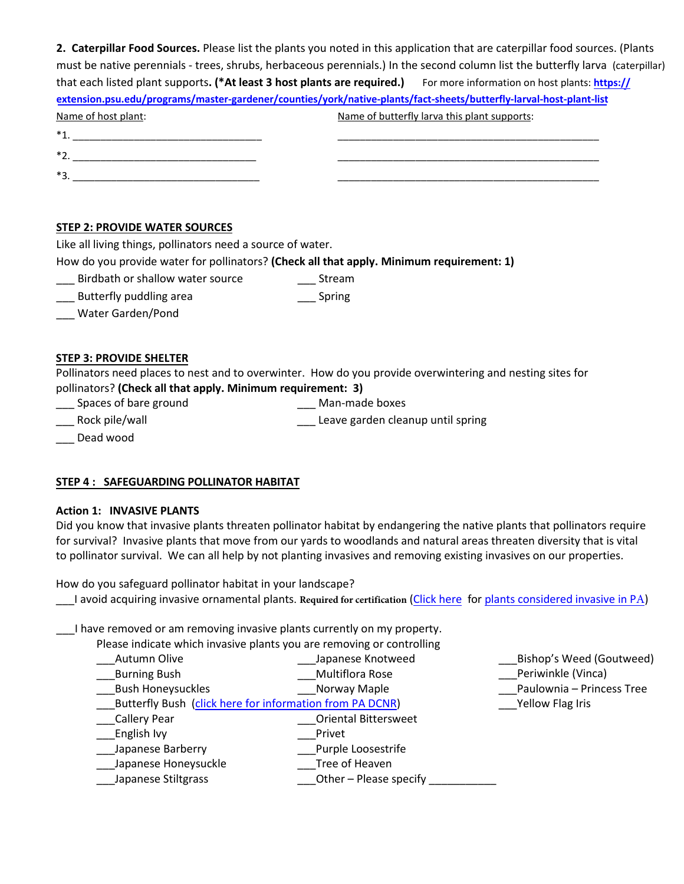**2. Caterpillar Food Sources.** Please list the plants you noted in this application that are caterpillar food sources. (Plants must be native perennials - trees, shrubs, herbaceous perennials.) In the second column list the butterfly larva (caterpillar) that each listed plant supports**. (*At least 3 host plants are required.)** For more information on host plants: **[https://extension.psu.edu/programs/master-gardener/counties/york/native-plants/fact-sheets/butterfly-larval-host-plant-list](https://extension.psu.edu/programs/master-gardener/counties/york/native-plants/fact-sheets/butterfly-larval-host-plant-list)**

| Name of host plant: | Name of butterfly larva this plant supports: |
|---|---|
| *1. ______________________________ | ____________________________________________ |
| *2. ______________________________ | ____________________________________________ |
| *3. ______________________________ | ____________________________________________ |

## STEP 2: PROVIDE WATER SOURCES

Like all living things, pollinators need a source of water.

How do you provide water for pollinators? **(Check all that apply. Minimum requirement: 1)**

___ Birdbath or shallow water source
___ Butterfly puddling area
___ Water Garden/Pond
___ Stream
___ Spring

## STEP 3: PROVIDE SHELTER

Pollinators need places to nest and to overwinter. How do you provide overwintering and nesting sites for pollinators? **(Check all that apply. Minimum requirement: 3)**

___ Spaces of bare ground
___ Rock pile/wall
___ Dead wood
___ Man-made boxes
___ Leave garden cleanup until spring

## STEP 4 : SAFEGUARDING POLLINATOR HABITAT

### Action 1: INVASIVE PLANTS

Did you know that invasive plants threaten pollinator habitat by endangering the native plants that pollinators require for survival? Invasive plants that move from our yards to woodlands and natural areas threaten diversity that is vital to pollinator survival. We can all help by not planting invasives and removing existing invasives on our properties.

How do you safeguard pollinator habitat in your landscape?

___I avoid acquiring invasive ornamental plants. **Required for certification** (Click here for plants considered invasive in PA)

___I have removed or am removing invasive plants currently on my property.

Please indicate which invasive plants you are removing or controlling

___Autumn Olive
___Burning Bush
___Bush Honeysuckles
___Butterfly Bush (click here for information from PA DCNR)
___Callery Pear
___English Ivy
___Japanese Barberry
___Japanese Honeysuckle
___Japanese Stiltgrass
___Japanese Knotweed
___Multiflora Rose
___Norway Maple
___Oriental Bittersweet
___Privet
___Purple Loosestrife
___Tree of Heaven
___Other – Please specify ___________
___Bishop's Weed (Goutweed)
___Periwinkle (Vinca)
___Paulownia – Princess Tree
___Yellow Flag Iris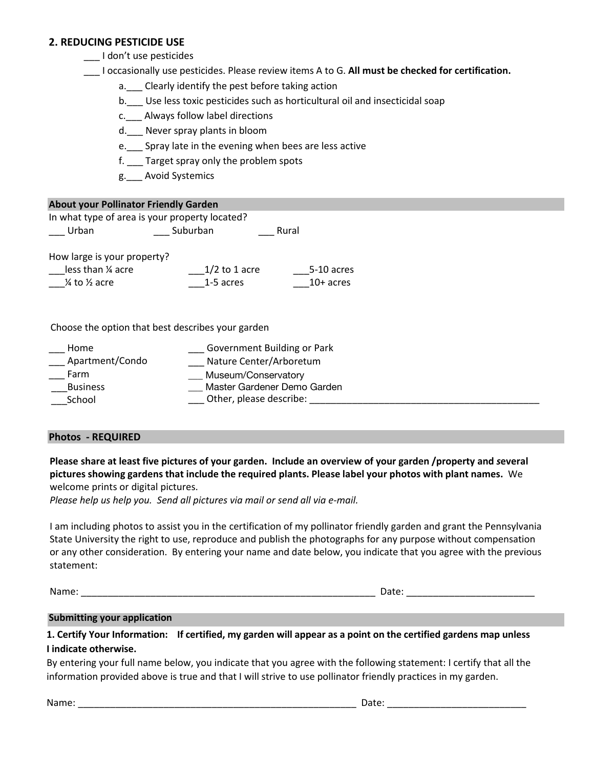## 2. REDUCING PESTICIDE USE

___ I don't use pesticides

___ I occasionally use pesticides. Please review items A to G. **All must be checked for certification.**

- a.___ Clearly identify the pest before taking action
- b.___ Use less toxic pesticides such as horticultural oil and insecticidal soap
- c.___ Always follow label directions
- d.___ Never spray plants in bloom
- e.___ Spray late in the evening when bees are less active
- f. ___ Target spray only the problem spots
- g.___ Avoid Systemics

### About your Pollinator Friendly Garden

In what type of area is your property located?

___ Urban ___ Suburban ___ Rural

How large is your property?

| | | |
|---|---|---|
| ___less than ¼ acre | ___1/2 to 1 acre | ___5-10 acres |
| ___¼ to ½ acre | ___1-5 acres | ___10+ acres |

Choose the option that best describes your garden

| | |
|---|---|
| ___ Home | ___ Government Building or Park |
| ___ Apartment/Condo | ___ Nature Center/Arboretum |
| ___ Farm | ___ Museum/Conservatory |
| ___Business | ___ Master Gardener Demo Garden |
| ___School | ___ Other, please describe: _______________________________________________ |

### Photos - REQUIRED

**Please share at least five pictures of your garden. Include an overview of your garden /property and several pictures showing gardens that include the required plants. Please label your photos with plant names.** We welcome prints or digital pictures.

*Please help us help you. Send all pictures via mail or send all via e-mail.*

I am including photos to assist you in the certification of my pollinator friendly garden and grant the Pennsylvania State University the right to use, reproduce and publish the photographs for any purpose without compensation or any other consideration. By entering your name and date below, you indicate that you agree with the previous statement:

Name: ___________________________________________________________ Date: _________________________

### Submitting your application

**1. Certify Your Information: If certified, my garden will appear as a point on the certified gardens map unless I indicate otherwise.**

By entering your full name below, you indicate that you agree with the following statement: I certify that all the information provided above is true and that I will strive to use pollinator friendly practices in my garden.

Name: ________________________________________________________ Date: ___________________________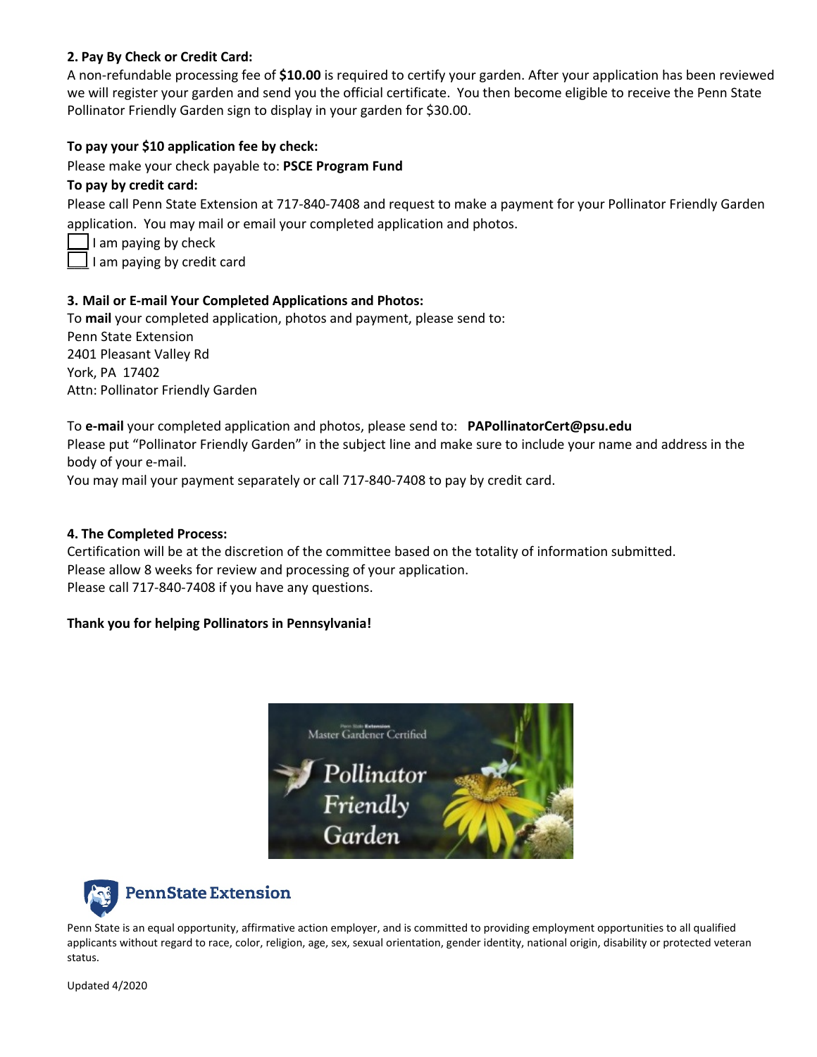**2. Pay By Check or Credit Card:**

A non-refundable processing fee of **$10.00** is required to certify your garden. After your application has been reviewed we will register your garden and send you the official certificate. You then become eligible to receive the Penn State Pollinator Friendly Garden sign to display in your garden for $30.00.

**To pay your $10 application fee by check:**

Please make your check payable to: **PSCE Program Fund**

**To pay by credit card:**

Please call Penn State Extension at 717-840-7408 and request to make a payment for your Pollinator Friendly Garden application. You may mail or email your completed application and photos.

- [ ] I am paying by check
- [ ] I am paying by credit card

**3. Mail or E-mail Your Completed Applications and Photos:**

To **mail** your completed application, photos and payment, please send to:

Penn State Extension  
2401 Pleasant Valley Rd  
York, PA 17402  
Attn: Pollinator Friendly Garden

To **e-mail** your completed application and photos, please send to: **PAPollinatorCert@psu.edu**

Please put "Pollinator Friendly Garden" in the subject line and make sure to include your name and address in the body of your e-mail.

You may mail your payment separately or call 717-840-7408 to pay by credit card.

**4. The Completed Process:**

Certification will be at the discretion of the committee based on the totality of information submitted.

Please allow 8 weeks for review and processing of your application.

Please call 717-840-7408 if you have any questions.

**Thank you for helping Pollinators in Pennsylvania!**

Penn State Extension Master Gardener Certified Pollinator Friendly Garden

PennState Extension

Penn State is an equal opportunity, affirmative action employer, and is committed to providing employment opportunities to all qualified applicants without regard to race, color, religion, age, sex, sexual orientation, gender identity, national origin, disability or protected veteran status.

Updated 4/2020